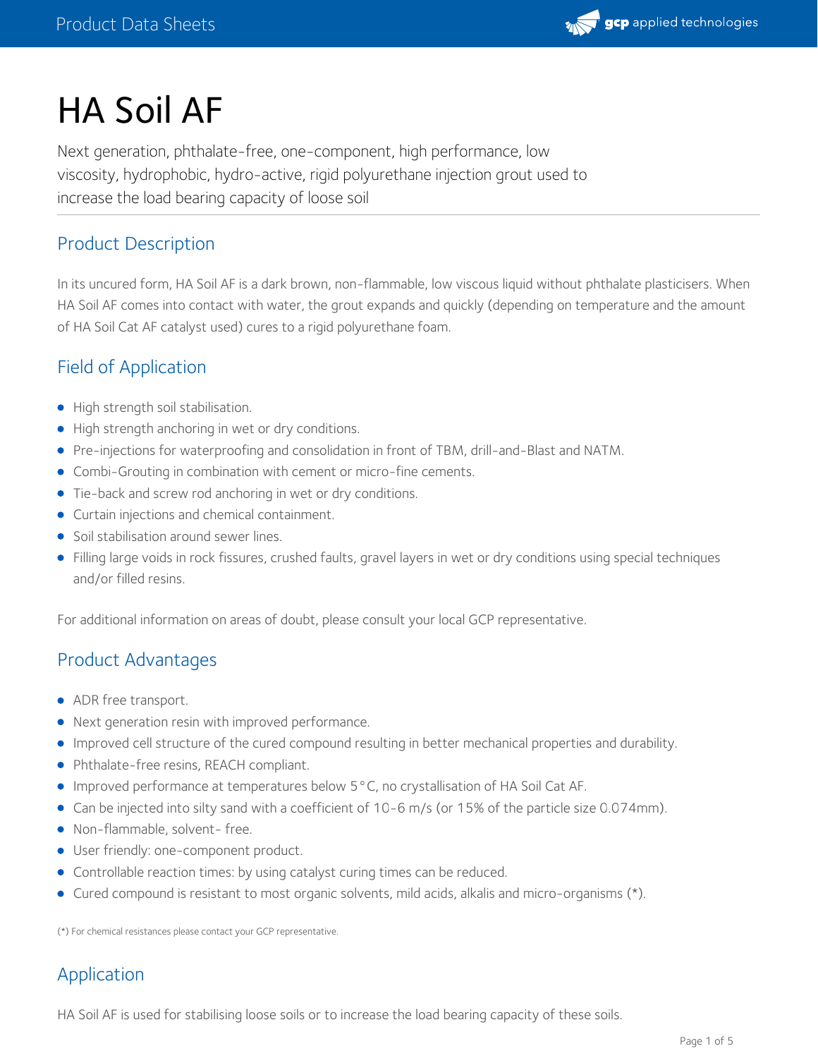# HA Soil AF

Next generation, phthalate-free, one-component, high performance, low viscosity, hydrophobic, hydro-active, rigid polyurethane injection grout used to increase the load bearing capacity of loose soil

## Product Description

In its uncured form, HA Soil AF is a dark brown, non-flammable, low viscous liquid without phthalate plasticisers. When HA Soil AF comes into contact with water, the grout expands and quickly (depending on temperature and the amount of HA Soil Cat AF catalyst used) cures to a rigid polyurethane foam.

## Field of Application

- High strength soil stabilisation.
- High strength anchoring in wet or dry conditions.
- Pre-injections for waterproofing and consolidation in front of TBM, drill-and-Blast and NATM.
- Combi-Grouting in combination with cement or micro-fine cements.
- Tie-back and screw rod anchoring in wet or dry conditions.
- Curtain injections and chemical containment.
- Soil stabilisation around sewer lines.
- Filling large voids in rock fissures, crushed faults, gravel layers in wet or dry conditions using special techniques and/or filled resins.

For additional information on areas of doubt, please consult your local GCP representative.

## Product Advantages

- ADR free transport.
- Next generation resin with improved performance.
- Improved cell structure of the cured compound resulting in better mechanical properties and durability.
- Phthalate-free resins, REACH compliant.
- Improved performance at temperatures below 5°C, no crystallisation of HA Soil Cat AF.
- Can be injected into silty sand with a coefficient of 10-6 m/s (or 15% of the particle size 0.074mm).
- Non-flammable, solvent- free.
- User friendly: one-component product.
- Controllable reaction times: by using catalyst curing times can be reduced.
- Cured compound is resistant to most organic solvents, mild acids, alkalis and micro-organisms (*).

(*) For chemical resistances please contact your GCP representative.

## Application

HA Soil AF is used for stabilising loose soils or to increase the load bearing capacity of these soils.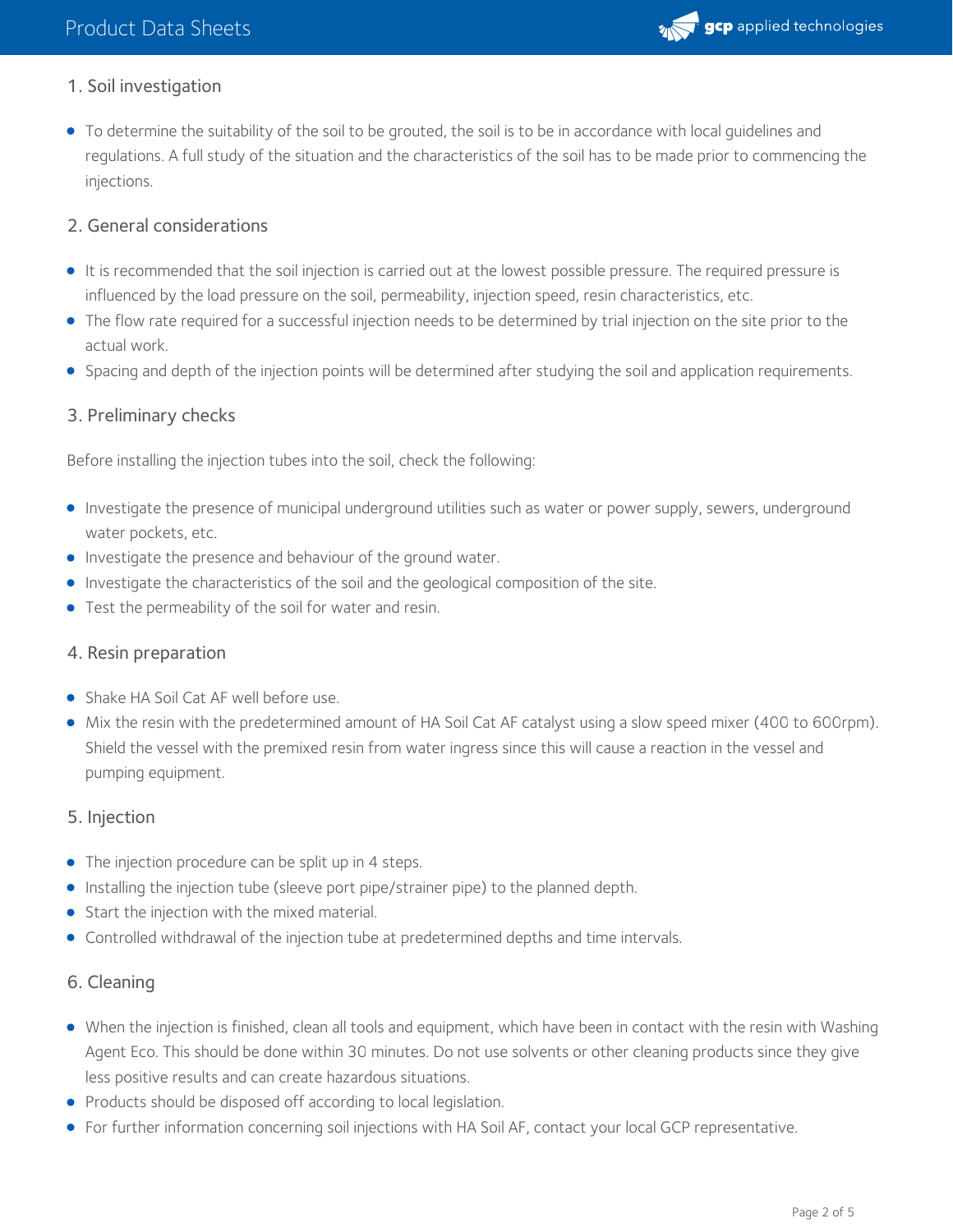## 1. Soil investigation

- To determine the suitability of the soil to be grouted, the soil is to be in accordance with local guidelines and regulations. A full study of the situation and the characteristics of the soil has to be made prior to commencing the injections.

## 2. General considerations

- It is recommended that the soil injection is carried out at the lowest possible pressure. The required pressure is influenced by the load pressure on the soil, permeability, injection speed, resin characteristics, etc.
- The flow rate required for a successful injection needs to be determined by trial injection on the site prior to the actual work.
- Spacing and depth of the injection points will be determined after studying the soil and application requirements.

## 3. Preliminary checks

Before installing the injection tubes into the soil, check the following:

- Investigate the presence of municipal underground utilities such as water or power supply, sewers, underground water pockets, etc.
- Investigate the presence and behaviour of the ground water.
- Investigate the characteristics of the soil and the geological composition of the site.
- Test the permeability of the soil for water and resin.

## 4. Resin preparation

- Shake HA Soil Cat AF well before use.
- Mix the resin with the predetermined amount of HA Soil Cat AF catalyst using a slow speed mixer (400 to 600rpm). Shield the vessel with the premixed resin from water ingress since this will cause a reaction in the vessel and pumping equipment.

## 5. Injection

- The injection procedure can be split up in 4 steps.
- Installing the injection tube (sleeve port pipe/strainer pipe) to the planned depth.
- Start the injection with the mixed material.
- Controlled withdrawal of the injection tube at predetermined depths and time intervals.

## 6. Cleaning

- When the injection is finished, clean all tools and equipment, which have been in contact with the resin with Washing Agent Eco. This should be done within 30 minutes. Do not use solvents or other cleaning products since they give less positive results and can create hazardous situations.
- Products should be disposed off according to local legislation.
- For further information concerning soil injections with HA Soil AF, contact your local GCP representative.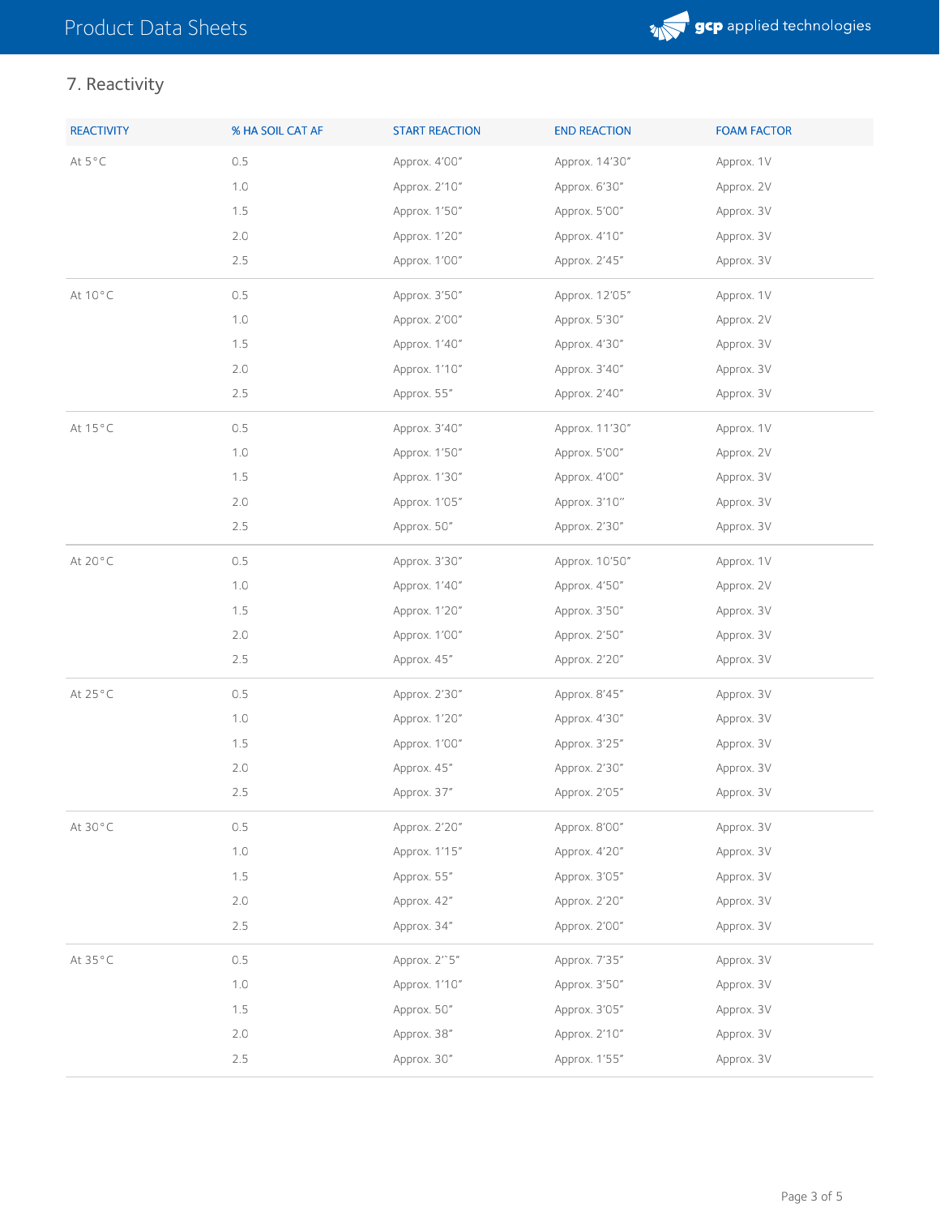## 7. Reactivity

| REACTIVITY | % HA SOIL CAT AF | START REACTION | END REACTION | FOAM FACTOR |
| --- | --- | --- | --- | --- |
| At 5°C | 0.5 | Approx. 4’00” | Approx. 14’30” | Approx. 1V |
| | 1.0 | Approx. 2’10” | Approx. 6’30” | Approx. 2V |
| | 1.5 | Approx. 1’50” | Approx. 5’00” | Approx. 3V |
| | 2.0 | Approx. 1’20” | Approx. 4’10” | Approx. 3V |
| | 2.5 | Approx. 1’00” | Approx. 2’45” | Approx. 3V |
| At 10°C | 0.5 | Approx. 3’50” | Approx. 12’05” | Approx. 1V |
| | 1.0 | Approx. 2’00” | Approx. 5’30” | Approx. 2V |
| | 1.5 | Approx. 1’40” | Approx. 4’30” | Approx. 3V |
| | 2.0 | Approx. 1’10” | Approx. 3’40” | Approx. 3V |
| | 2.5 | Approx. 55” | Approx. 2’40” | Approx. 3V |
| At 15°C | 0.5 | Approx. 3’40” | Approx. 11’30” | Approx. 1V |
| | 1.0 | Approx. 1’50” | Approx. 5’00” | Approx. 2V |
| | 1.5 | Approx. 1’30” | Approx. 4’00” | Approx. 3V |
| | 2.0 | Approx. 1’05” | Approx. 3’10” | Approx. 3V |
| | 2.5 | Approx. 50” | Approx. 2’30” | Approx. 3V |
| At 20°C | 0.5 | Approx. 3’30” | Approx. 10’50” | Approx. 1V |
| | 1.0 | Approx. 1’40” | Approx. 4’50” | Approx. 2V |
| | 1.5 | Approx. 1’20” | Approx. 3’50” | Approx. 3V |
| | 2.0 | Approx. 1’00” | Approx. 2’50” | Approx. 3V |
| | 2.5 | Approx. 45” | Approx. 2’20” | Approx. 3V |
| At 25°C | 0.5 | Approx. 2’30” | Approx. 8’45” | Approx. 3V |
| | 1.0 | Approx. 1’20” | Approx. 4’30” | Approx. 3V |
| | 1.5 | Approx. 1’00” | Approx. 3’25” | Approx. 3V |
| | 2.0 | Approx. 45” | Approx. 2’30” | Approx. 3V |
| | 2.5 | Approx. 37” | Approx. 2’05” | Approx. 3V |
| At 30°C | 0.5 | Approx. 2’20” | Approx. 8’00” | Approx. 3V |
| | 1.0 | Approx. 1’15” | Approx. 4’20” | Approx. 3V |
| | 1.5 | Approx. 55” | Approx. 3’05” | Approx. 3V |
| | 2.0 | Approx. 42” | Approx. 2’20” | Approx. 3V |
| | 2.5 | Approx. 34” | Approx. 2’00” | Approx. 3V |
| At 35°C | 0.5 | Approx. 2’‘5” | Approx. 7’35” | Approx. 3V |
| | 1.0 | Approx. 1’10” | Approx. 3’50” | Approx. 3V |
| | 1.5 | Approx. 50” | Approx. 3’05” | Approx. 3V |
| | 2.0 | Approx. 38” | Approx. 2’10” | Approx. 3V |
| | 2.5 | Approx. 30” | Approx. 1’55” | Approx. 3V |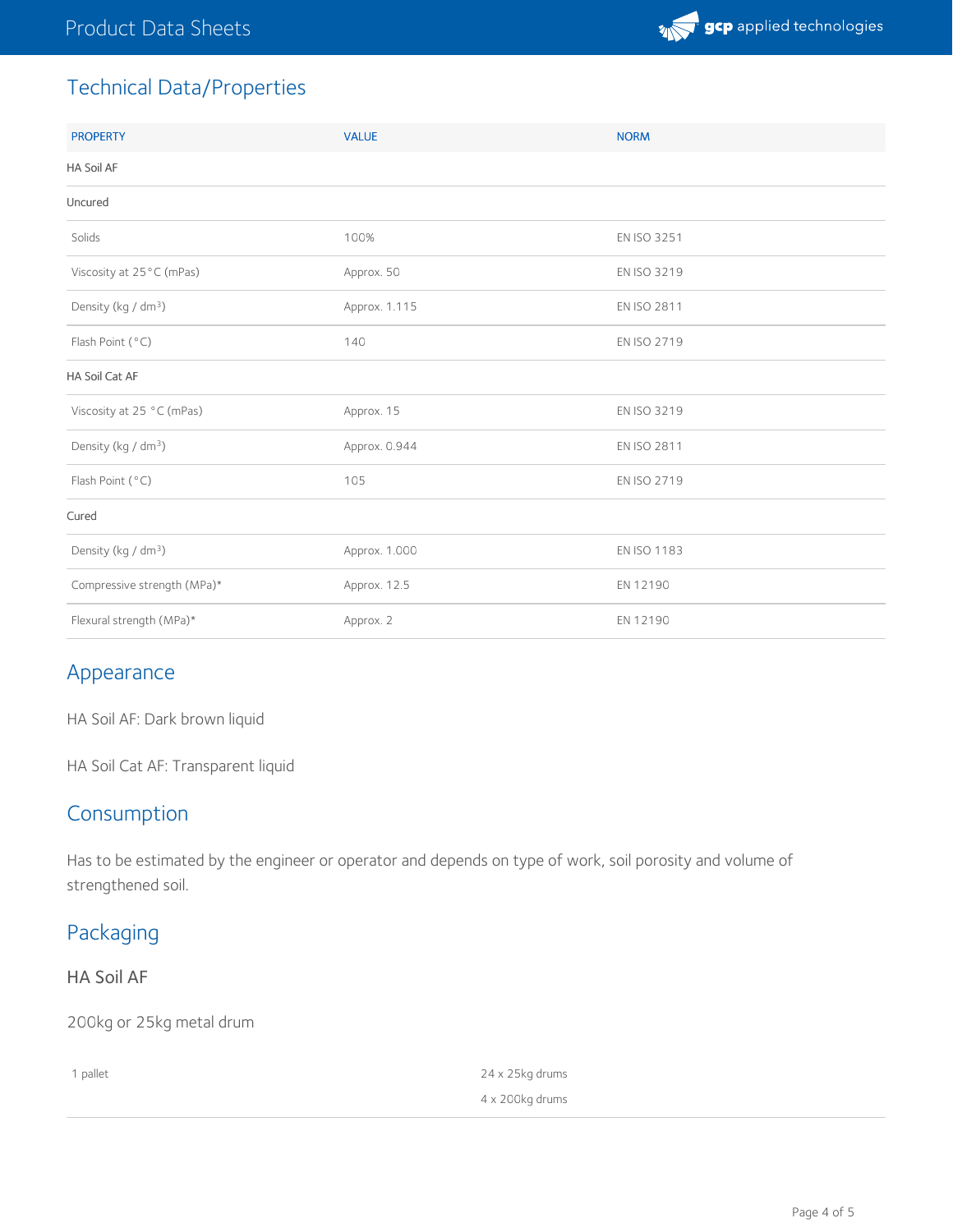## Technical Data/Properties

| PROPERTY | VALUE | NORM |
| --- | --- | --- |
| HA Soil AF | | |
| Uncured | | |
| Solids | 100% | EN ISO 3251 |
| Viscosity at 25°C (mPas) | Approx. 50 | EN ISO 3219 |
| Density (kg / dm$^3$) | Approx. 1.115 | EN ISO 2811 |
| Flash Point (°C) | 140 | EN ISO 2719 |
| HA Soil Cat AF | | |
| Viscosity at 25 °C (mPas) | Approx. 15 | EN ISO 3219 |
| Density (kg / dm$^3$) | Approx. 0.944 | EN ISO 2811 |
| Flash Point (°C) | 105 | EN ISO 2719 |
| Cured | | |
| Density (kg / dm$^3$) | Approx. 1.000 | EN ISO 1183 |
| Compressive strength (MPa)* | Approx. 12.5 | EN 12190 |
| Flexural strength (MPa)* | Approx. 2 | EN 12190 |

## Appearance

HA Soil AF: Dark brown liquid

HA Soil Cat AF: Transparent liquid

## Consumption

Has to be estimated by the engineer or operator and depends on type of work, soil porosity and volume of strengthened soil.

## Packaging

### HA Soil AF

200kg or 25kg metal drum

| | |
| --- | --- |
| 1 pallet | 24 x 25kg drums<br>4 x 200kg drums |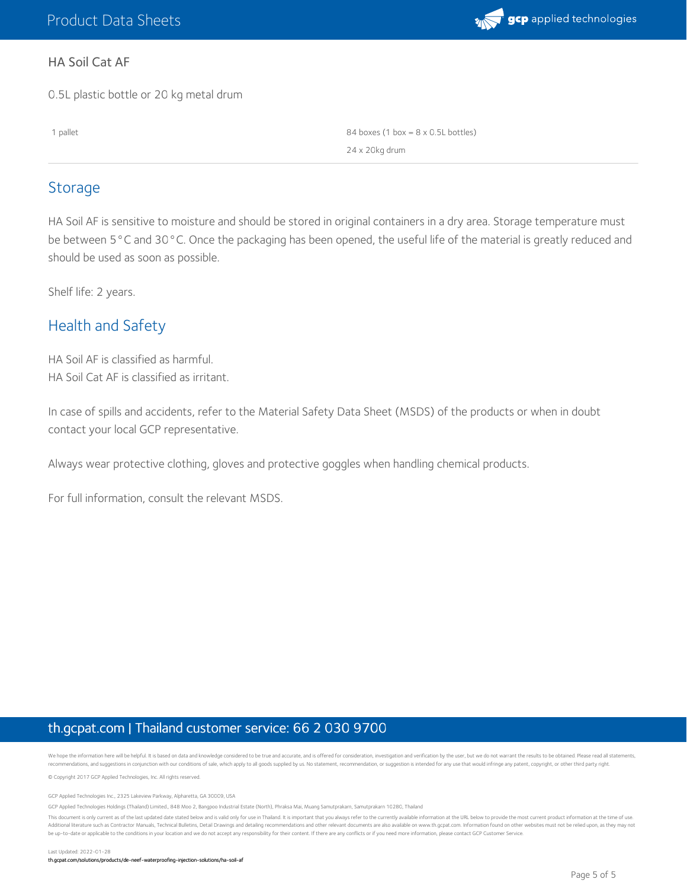HA Soil Cat AF

0.5L plastic bottle or 20 kg metal drum

| | |
|---|---|
| 1 pallet | 84 boxes (1 box = 8 x 0.5L bottles) |
| | 24 x 20kg drum |

## Storage

HA Soil AF is sensitive to moisture and should be stored in original containers in a dry area. Storage temperature must be between 5°C and 30°C. Once the packaging has been opened, the useful life of the material is greatly reduced and should be used as soon as possible.

Shelf life: 2 years.

## Health and Safety

HA Soil AF is classified as harmful.
HA Soil Cat AF is classified as irritant.

In case of spills and accidents, refer to the Material Safety Data Sheet (MSDS) of the products or when in doubt contact your local GCP representative.

Always wear protective clothing, gloves and protective goggles when handling chemical products.

For full information, consult the relevant MSDS.

th.gcpat.com | Thailand customer service: 66 2 030 9700

We hope the information here will be helpful. It is based on data and knowledge considered to be true and accurate, and is offered for consideration, investigation and verification by the user, but we do not warrant the results to be obtained. Please read all statements, recommendations, and suggestions in conjunction with our conditions of sale, which apply to all goods supplied by us. No statement, recommendation, or suggestion is intended for any use that would infringe any patent, copyright, or other third party right.

© Copyright 2017 GCP Applied Technologies, Inc. All rights reserved.

GCP Applied Technologies Inc., 2325 Lakeview Parkway, Alpharetta, GA 30009, USA

GCP Applied Technologies Holdings (Thailand) Limited., 848 Moo 2, Bangpoo Industrial Estate (North), Phraksa Mai, Muang Samutprakarn, Samutprakarn 10280, Thailand

This document is only current as of the last updated date stated below and is valid only for use in Thailand. It is important that you always refer to the currently available information at the URL below to provide the most current product information at the time of use. Additional literature such as Contractor Manuals, Technical Bulletins, Detail Drawings and detailing recommendations and other relevant documents are also available on www.th.gcpat.com. Information found on other websites must not be relied upon, as they may not be up-to-date or applicable to the conditions in your location and we do not accept any responsibility for their content. If there are any conflicts or if you need more information, please contact GCP Customer Service.

Last Updated: 2022-01-28
th.gcpat.com/solutions/products/de-neef-waterproofing-injection-solutions/ha-soil-af